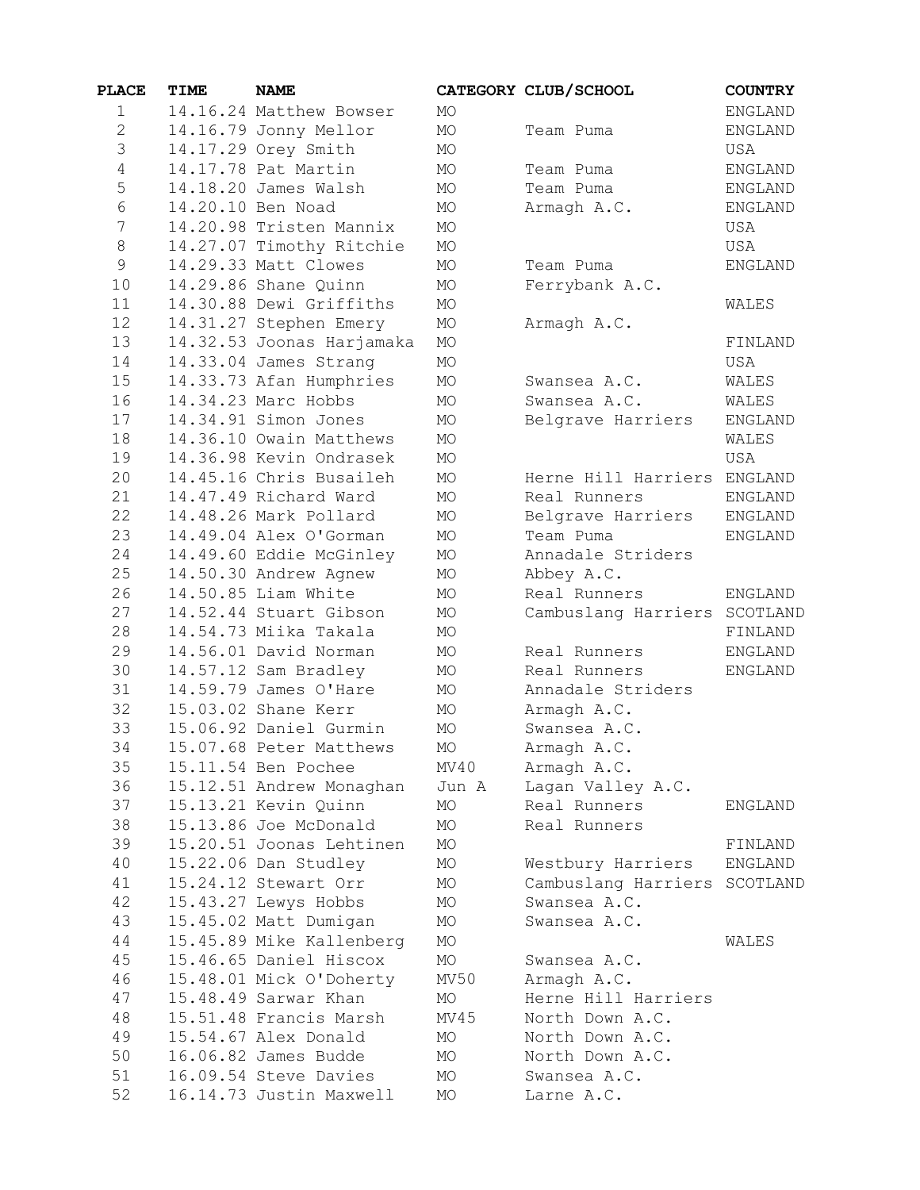| PLACE | TIME | NAME | CATEGORY | CLUB/SCHOOL | COUNTRY |
|---|---|---|---|---|---|
| 1 | 14.16.24 | Matthew Bowser | MO | | ENGLAND |
| 2 | 14.16.79 | Jonny Mellor | MO | Team Puma | ENGLAND |
| 3 | 14.17.29 | Orey Smith | MO | | USA |
| 4 | 14.17.78 | Pat Martin | MO | Team Puma | ENGLAND |
| 5 | 14.18.20 | James Walsh | MO | Team Puma | ENGLAND |
| 6 | 14.20.10 | Ben Noad | MO | Armagh A.C. | ENGLAND |
| 7 | 14.20.98 | Tristen Mannix | MO | | USA |
| 8 | 14.27.07 | Timothy Ritchie | MO | | USA |
| 9 | 14.29.33 | Matt Clowes | MO | Team Puma | ENGLAND |
| 10 | 14.29.86 | Shane Quinn | MO | Ferrybank A.C. | |
| 11 | 14.30.88 | Dewi Griffiths | MO | | WALES |
| 12 | 14.31.27 | Stephen Emery | MO | Armagh A.C. | |
| 13 | 14.32.53 | Joonas Harjamaka | MO | | FINLAND |
| 14 | 14.33.04 | James Strang | MO | | USA |
| 15 | 14.33.73 | Afan Humphries | MO | Swansea A.C. | WALES |
| 16 | 14.34.23 | Marc Hobbs | MO | Swansea A.C. | WALES |
| 17 | 14.34.91 | Simon Jones | MO | Belgrave Harriers | ENGLAND |
| 18 | 14.36.10 | Owain Matthews | MO | | WALES |
| 19 | 14.36.98 | Kevin Ondrasek | MO | | USA |
| 20 | 14.45.16 | Chris Busaileh | MO | Herne Hill Harriers | ENGLAND |
| 21 | 14.47.49 | Richard Ward | MO | Real Runners | ENGLAND |
| 22 | 14.48.26 | Mark Pollard | MO | Belgrave Harriers | ENGLAND |
| 23 | 14.49.04 | Alex O'Gorman | MO | Team Puma | ENGLAND |
| 24 | 14.49.60 | Eddie McGinley | MO | Annadale Striders | |
| 25 | 14.50.30 | Andrew Agnew | MO | Abbey A.C. | |
| 26 | 14.50.85 | Liam White | MO | Real Runners | ENGLAND |
| 27 | 14.52.44 | Stuart Gibson | MO | Cambuslang Harriers | SCOTLAND |
| 28 | 14.54.73 | Miika Takala | MO | | FINLAND |
| 29 | 14.56.01 | David Norman | MO | Real Runners | ENGLAND |
| 30 | 14.57.12 | Sam Bradley | MO | Real Runners | ENGLAND |
| 31 | 14.59.79 | James O'Hare | MO | Annadale Striders | |
| 32 | 15.03.02 | Shane Kerr | MO | Armagh A.C. | |
| 33 | 15.06.92 | Daniel Gurmin | MO | Swansea A.C. | |
| 34 | 15.07.68 | Peter Matthews | MO | Armagh A.C. | |
| 35 | 15.11.54 | Ben Pochee | MV40 | Armagh A.C. | |
| 36 | 15.12.51 | Andrew Monaghan | Jun A | Lagan Valley A.C. | |
| 37 | 15.13.21 | Kevin Quinn | MO | Real Runners | ENGLAND |
| 38 | 15.13.86 | Joe McDonald | MO | Real Runners | |
| 39 | 15.20.51 | Joonas Lehtinen | MO | | FINLAND |
| 40 | 15.22.06 | Dan Studley | MO | Westbury Harriers | ENGLAND |
| 41 | 15.24.12 | Stewart Orr | MO | Cambuslang Harriers | SCOTLAND |
| 42 | 15.43.27 | Lewys Hobbs | MO | Swansea A.C. | |
| 43 | 15.45.02 | Matt Dumigan | MO | Swansea A.C. | |
| 44 | 15.45.89 | Mike Kallenberg | MO | | WALES |
| 45 | 15.46.65 | Daniel Hiscox | MO | Swansea A.C. | |
| 46 | 15.48.01 | Mick O'Doherty | MV50 | Armagh A.C. | |
| 47 | 15.48.49 | Sarwar Khan | MO | Herne Hill Harriers | |
| 48 | 15.51.48 | Francis Marsh | MV45 | North Down A.C. | |
| 49 | 15.54.67 | Alex Donald | MO | North Down A.C. | |
| 50 | 16.06.82 | James Budde | MO | North Down A.C. | |
| 51 | 16.09.54 | Steve Davies | MO | Swansea A.C. | |
| 52 | 16.14.73 | Justin Maxwell | MO | Larne A.C. | |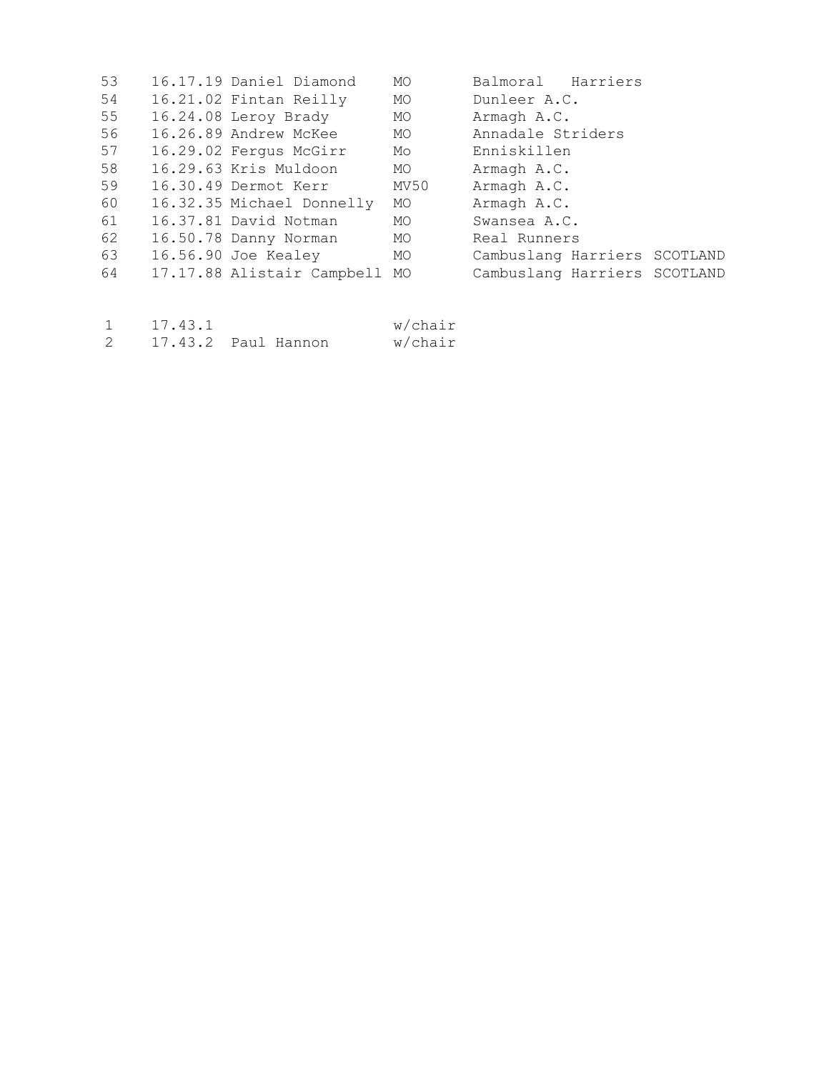| | | | | |
|---|---|---|---|---|
| 53 | 16.17.19 | Daniel Diamond | MO | Balmoral Harriers |
| 54 | 16.21.02 | Fintan Reilly | MO | Dunleer A.C. |
| 55 | 16.24.08 | Leroy Brady | MO | Armagh A.C. |
| 56 | 16.26.89 | Andrew McKee | MO | Annadale Striders |
| 57 | 16.29.02 | Fergus McGirr | Mo | Enniskillen |
| 58 | 16.29.63 | Kris Muldoon | MO | Armagh A.C. |
| 59 | 16.30.49 | Dermot Kerr | MV50 | Armagh A.C. |
| 60 | 16.32.35 | Michael Donnelly | MO | Armagh A.C. |
| 61 | 16.37.81 | David Notman | MO | Swansea A.C. |
| 62 | 16.50.78 | Danny Norman | MO | Real Runners |
| 63 | 16.56.90 | Joe Kealey | MO | Cambuslang Harriers SCOTLAND |
| 64 | 17.17.88 | Alistair Campbell | MO | Cambuslang Harriers SCOTLAND |

| | | | |
|---|---|---|---|
| 1 | 17.43.1 | | w/chair |
| 2 | 17.43.2 | Paul Hannon | w/chair |